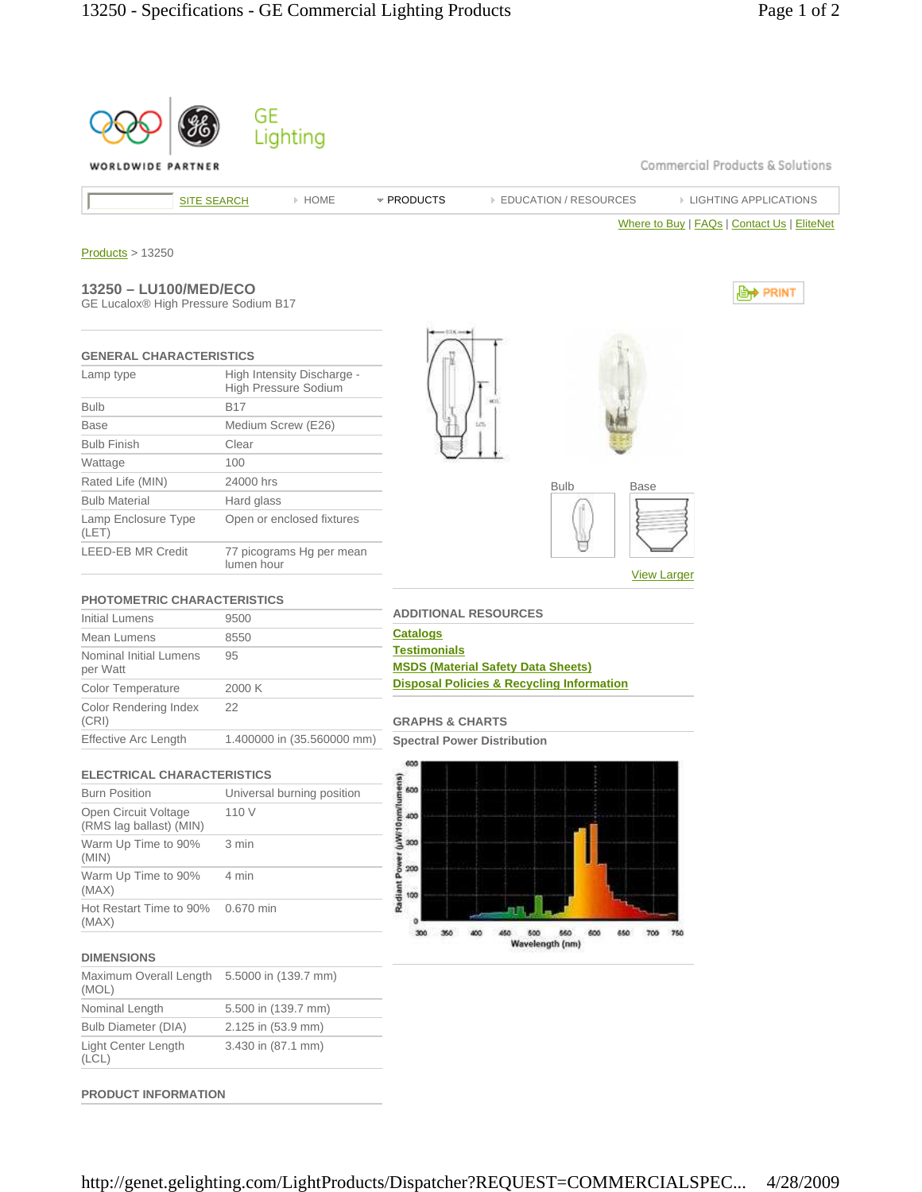WORLDWIDE PARTNER

GE Lighting

Commercial Products & Solutions

SITE SEARCH | HOME | PRODUCTS | EDUCATION / RESOURCES | LIGHTING APPLICATIONS

Where to Buy | FAQs | Contact Us | EliteNet

Products > 13250

## 13250 – LU100/MED/ECO

GE Lucalox® High Pressure Sodium B17

PRINT

### GENERAL CHARACTERISTICS

| | |
|---|---|
| Lamp type | High Intensity Discharge - High Pressure Sodium |
| Bulb | B17 |
| Base | Medium Screw (E26) |
| Bulb Finish | Clear |
| Wattage | 100 |
| Rated Life (MIN) | 24000 hrs |
| Bulb Material | Hard glass |
| Lamp Enclosure Type (LET) | Open or enclosed fixtures |
| LEED-EB MR Credit | 77 picograms Hg per mean lumen hour |

### PHOTOMETRIC CHARACTERISTICS

| | |
|---|---|
| Initial Lumens | 9500 |
| Mean Lumens | 8550 |
| Nominal Initial Lumens per Watt | 95 |
| Color Temperature | 2000 K |
| Color Rendering Index (CRI) | 22 |
| Effective Arc Length | 1.400000 in (35.560000 mm) |

### ELECTRICAL CHARACTERISTICS

| | |
|---|---|
| Burn Position | Universal burning position |
| Open Circuit Voltage (RMS lag ballast) (MIN) | 110 V |
| Warm Up Time to 90% (MIN) | 3 min |
| Warm Up Time to 90% (MAX) | 4 min |
| Hot Restart Time to 90% (MAX) | 0.670 min |

### DIMENSIONS

| | |
|---|---|
| Maximum Overall Length (MOL) | 5.5000 in (139.7 mm) |
| Nominal Length | 5.500 in (139.7 mm) |
| Bulb Diameter (DIA) | 2.125 in (53.9 mm) |
| Light Center Length (LCL) | 3.430 in (87.1 mm) |

### PRODUCT INFORMATION

Bulb

Base

View Larger

### ADDITIONAL RESOURCES

- Catalogs
- Testimonials
- MSDS (Material Safety Data Sheets)
- Disposal Policies & Recycling Information

### GRAPHS & CHARTS

**Spectral Power Distribution**

Radiant Power (µW/10nm/lumens)

600
500
400
300
200
100
0

300 350 400 450 500 550 600 650 700 750

Wavelength (nm)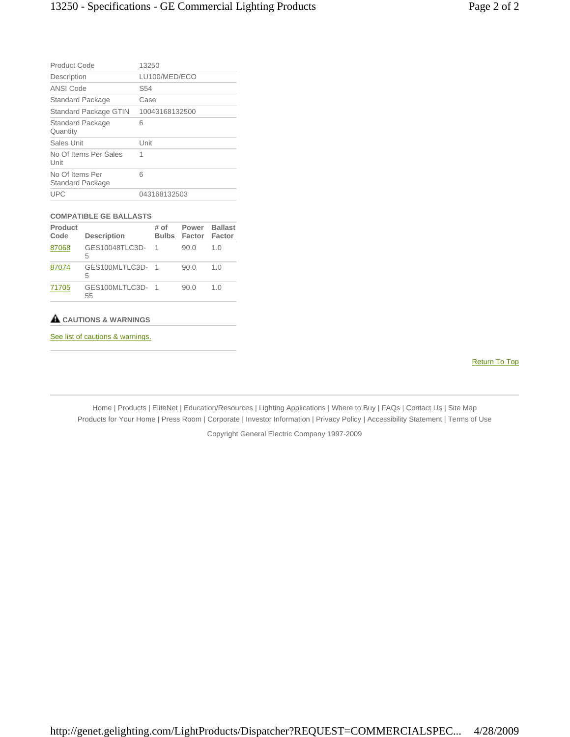| | |
|---|---|
| Product Code | 13250 |
| Description | LU100/MED/ECO |
| ANSI Code | S54 |
| Standard Package | Case |
| Standard Package GTIN | 10043168132500 |
| Standard Package Quantity | 6 |
| Sales Unit | Unit |
| No Of Items Per Sales Unit | 1 |
| No Of Items Per Standard Package | 6 |
| UPC | 043168132503 |

**COMPATIBLE GE BALLASTS**

| Product Code | Description | # of Bulbs | Power Factor | Ballast Factor |
|---|---|---|---|---|
| 87068 | GES10048TLC3D-5 | 1 | 90.0 | 1.0 |
| 87074 | GES100MLTLC3D-5 | 1 | 90.0 | 1.0 |
| 71705 | GES100MLTLC3D-55 | 1 | 90.0 | 1.0 |

**CAUTIONS & WARNINGS**

See list of cautions & warnings.

Return To Top

Home | Products | EliteNet | Education/Resources | Lighting Applications | Where to Buy | FAQs | Contact Us | Site Map
Products for Your Home | Press Room | Corporate | Investor Information | Privacy Policy | Accessibility Statement | Terms of Use

Copyright General Electric Company 1997-2009